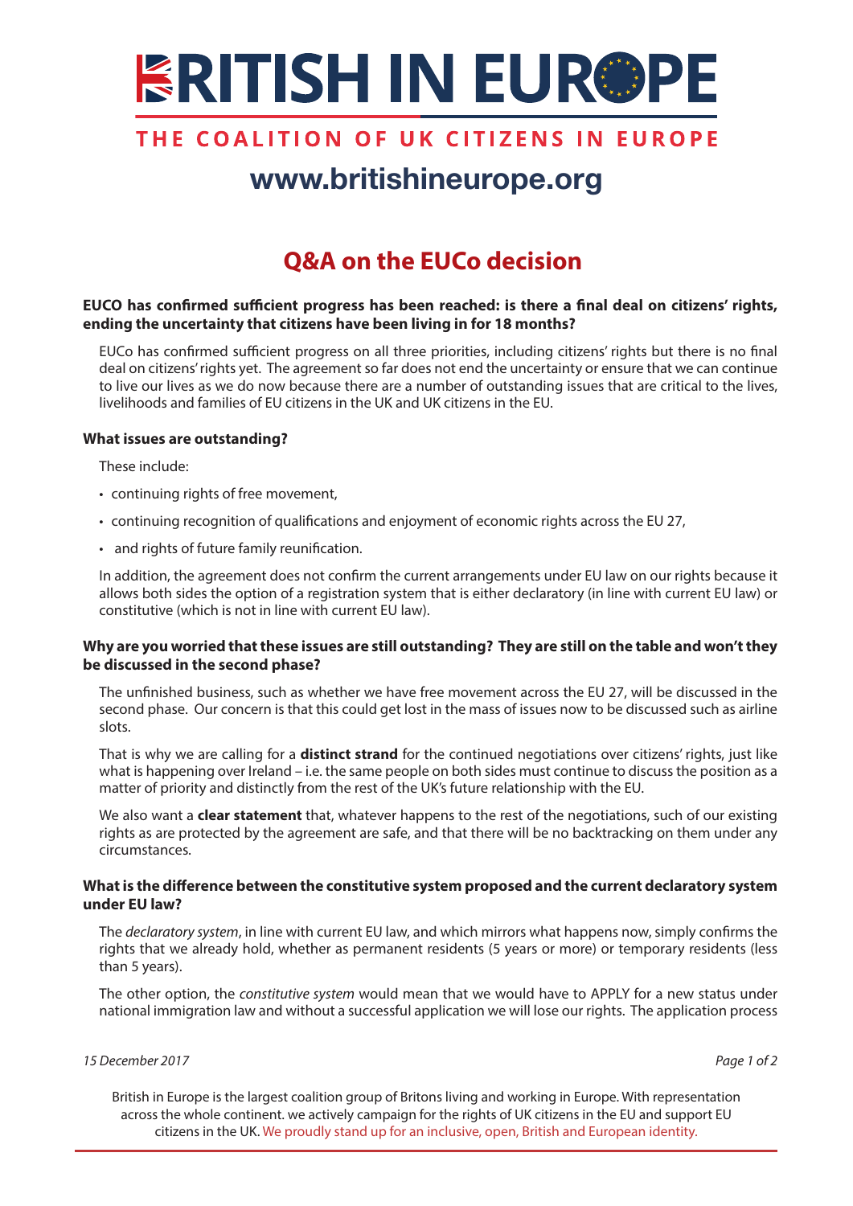# BRITISH IN EUROPE

**THE COALITION OF UK CITIZENS IN EUROPE**

**www.britishineurope.org**

## Q&A on the EUCo decision

**EUCO has confirmed sufficient progress has been reached: is there a final deal on citizens' rights, ending the uncertainty that citizens have been living in for 18 months?**

EUCo has confirmed sufficient progress on all three priorities, including citizens' rights but there is no final deal on citizens' rights yet. The agreement so far does not end the uncertainty or ensure that we can continue to live our lives as we do now because there are a number of outstanding issues that are critical to the lives, livelihoods and families of EU citizens in the UK and UK citizens in the EU.

**What issues are outstanding?**

These include:

- continuing rights of free movement,
- continuing recognition of qualifications and enjoyment of economic rights across the EU 27,
- and rights of future family reunification.

In addition, the agreement does not confirm the current arrangements under EU law on our rights because it allows both sides the option of a registration system that is either declaratory (in line with current EU law) or constitutive (which is not in line with current EU law).

**Why are you worried that these issues are still outstanding? They are still on the table and won't they be discussed in the second phase?**

The unfinished business, such as whether we have free movement across the EU 27, will be discussed in the second phase. Our concern is that this could get lost in the mass of issues now to be discussed such as airline slots.

That is why we are calling for a **distinct strand** for the continued negotiations over citizens' rights, just like what is happening over Ireland – i.e. the same people on both sides must continue to discuss the position as a matter of priority and distinctly from the rest of the UK's future relationship with the EU.

We also want a **clear statement** that, whatever happens to the rest of the negotiations, such of our existing rights as are protected by the agreement are safe, and that there will be no backtracking on them under any circumstances.

**What is the difference between the constitutive system proposed and the current declaratory system under EU law?**

The *declaratory system*, in line with current EU law, and which mirrors what happens now, simply confirms the rights that we already hold, whether as permanent residents (5 years or more) or temporary residents (less than 5 years).

The other option, the *constitutive system* would mean that we would have to APPLY for a new status under national immigration law and without a successful application we will lose our rights. The application process

*15 December 2017*

British in Europe is the largest coalition group of Britons living and working in Europe. With representation across the whole continent. we actively campaign for the rights of UK citizens in the EU and support EU citizens in the UK. We proudly stand up for an inclusive, open, British and European identity.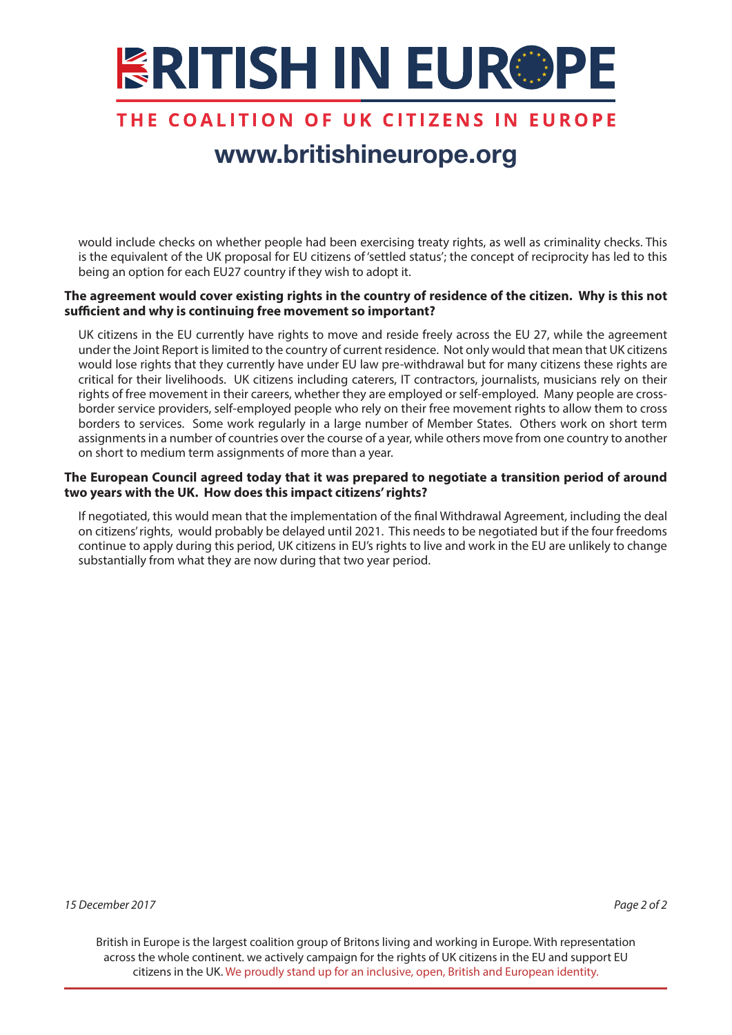would include checks on whether people had been exercising treaty rights, as well as criminality checks. This is the equivalent of the UK proposal for EU citizens of 'settled status'; the concept of reciprocity has led to this being an option for each EU27 country if they wish to adopt it.

**The agreement would cover existing rights in the country of residence of the citizen. Why is this not sufficient and why is continuing free movement so important?**

UK citizens in the EU currently have rights to move and reside freely across the EU 27, while the agreement under the Joint Report is limited to the country of current residence. Not only would that mean that UK citizens would lose rights that they currently have under EU law pre-withdrawal but for many citizens these rights are critical for their livelihoods. UK citizens including caterers, IT contractors, journalists, musicians rely on their rights of free movement in their careers, whether they are employed or self-employed. Many people are cross-border service providers, self-employed people who rely on their free movement rights to allow them to cross borders to services. Some work regularly in a large number of Member States. Others work on short term assignments in a number of countries over the course of a year, while others move from one country to another on short to medium term assignments of more than a year.

**The European Council agreed today that it was prepared to negotiate a transition period of around two years with the UK. How does this impact citizens' rights?**

If negotiated, this would mean that the implementation of the final Withdrawal Agreement, including the deal on citizens' rights, would probably be delayed until 2021. This needs to be negotiated but if the four freedoms continue to apply during this period, UK citizens in EU's rights to live and work in the EU are unlikely to change substantially from what they are now during that two year period.

*15 December 2017*